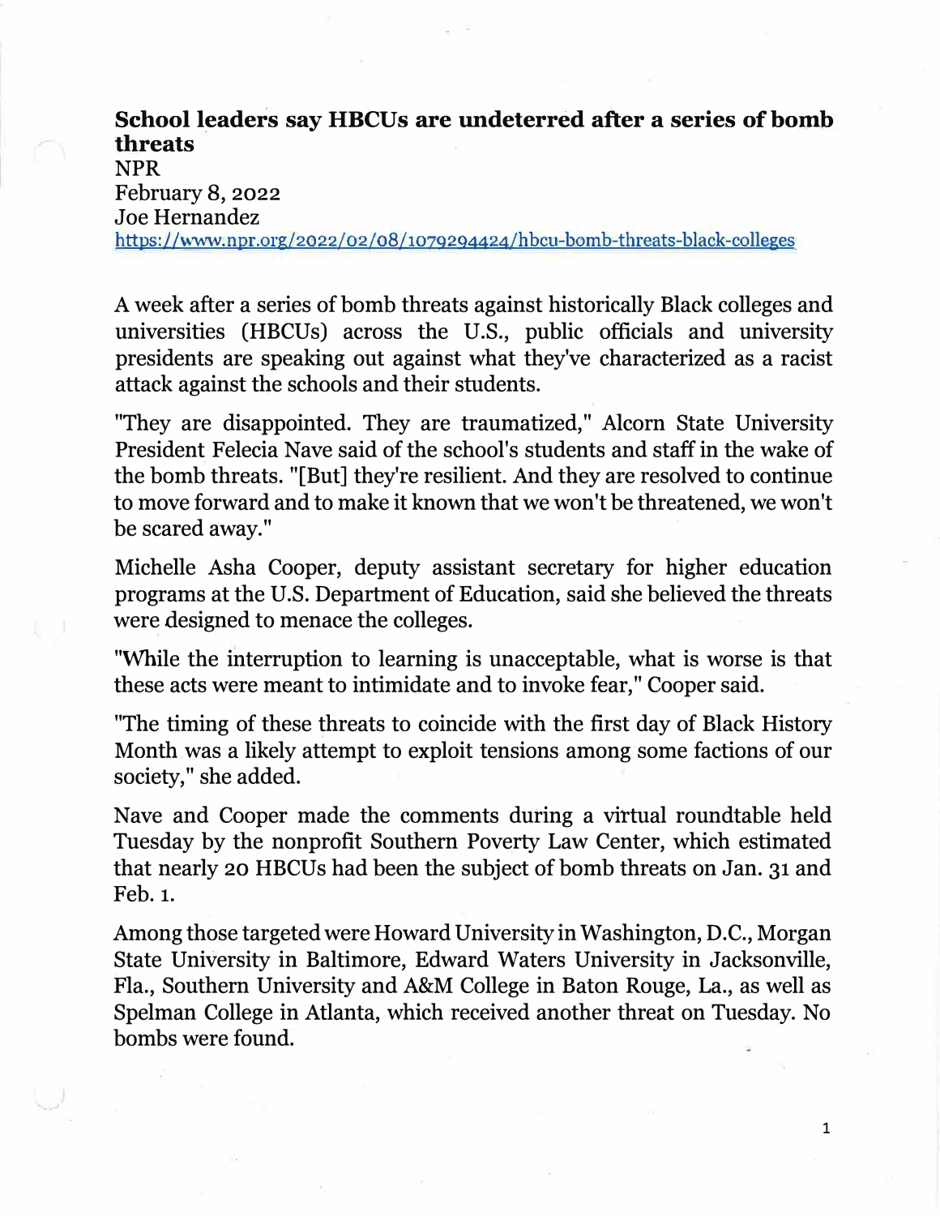# School leaders say HBCUs are undeterred after a series of bomb threats

NPR
February 8, 2022
Joe Hernandez
https://www.npr.org/2022/02/08/1079294424/hbcu-bomb-threats-black-colleges

A week after a series of bomb threats against historically Black colleges and universities (HBCUs) across the U.S., public officials and university presidents are speaking out against what they've characterized as a racist attack against the schools and their students.

"They are disappointed. They are traumatized," Alcorn State University President Felecia Nave said of the school's students and staff in the wake of the bomb threats. "[But] they're resilient. And they are resolved to continue to move forward and to make it known that we won't be threatened, we won't be scared away."

Michelle Asha Cooper, deputy assistant secretary for higher education programs at the U.S. Department of Education, said she believed the threats were designed to menace the colleges.

"While the interruption to learning is unacceptable, what is worse is that these acts were meant to intimidate and to invoke fear," Cooper said.

"The timing of these threats to coincide with the first day of Black History Month was a likely attempt to exploit tensions among some factions of our society," she added.

Nave and Cooper made the comments during a virtual roundtable held Tuesday by the nonprofit Southern Poverty Law Center, which estimated that nearly 20 HBCUs had been the subject of bomb threats on Jan. 31 and Feb. 1.

Among those targeted were Howard University in Washington, D.C., Morgan State University in Baltimore, Edward Waters University in Jacksonville, Fla., Southern University and A&M College in Baton Rouge, La., as well as Spelman College in Atlanta, which received another threat on Tuesday. No bombs were found.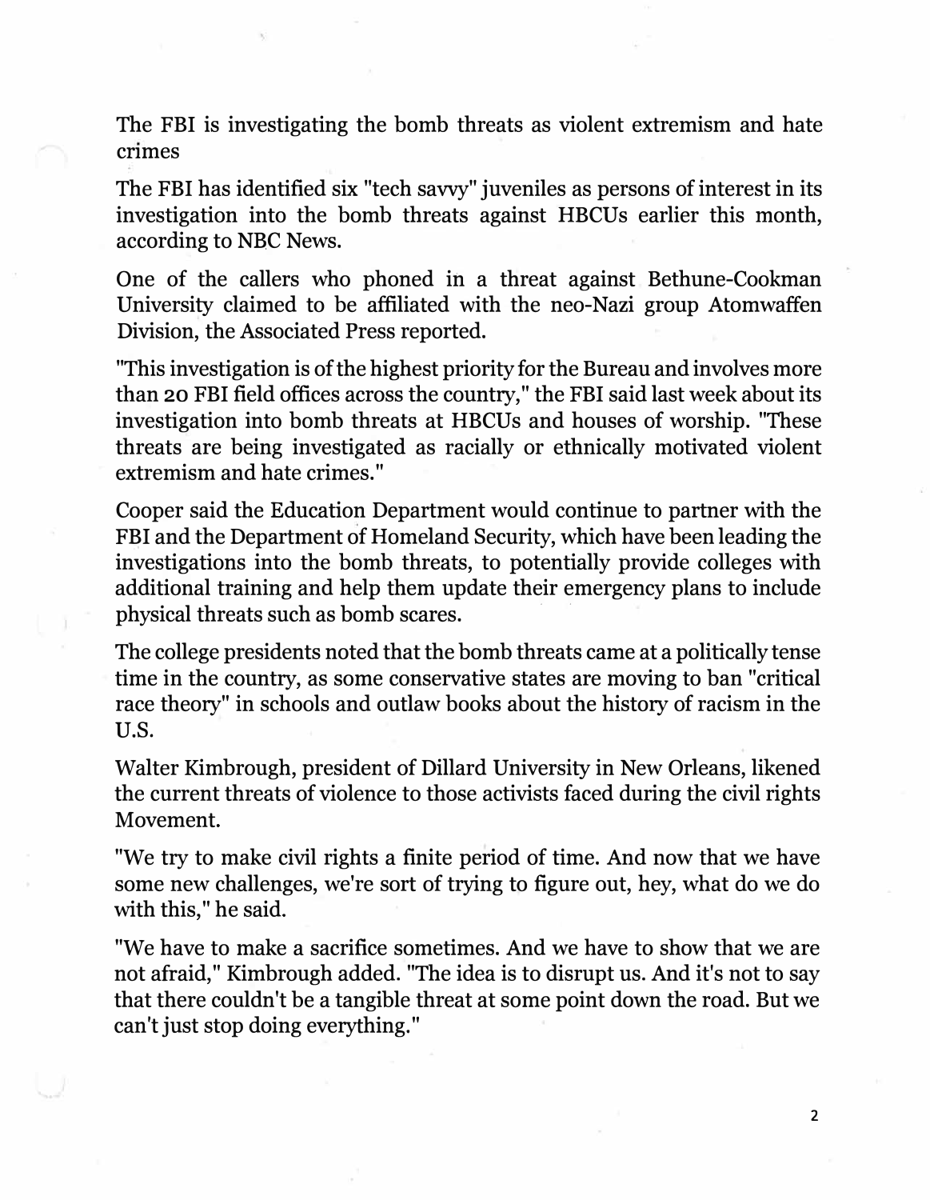The FBI is investigating the bomb threats as violent extremism and hate crimes

The FBI has identified six "tech savvy" juveniles as persons of interest in its investigation into the bomb threats against HBCUs earlier this month, according to NBC News.

One of the callers who phoned in a threat against Bethune-Cookman University claimed to be affiliated with the neo-Nazi group Atomwaffen Division, the Associated Press reported.

"This investigation is of the highest priority for the Bureau and involves more than 20 FBI field offices across the country," the FBI said last week about its investigation into bomb threats at HBCUs and houses of worship. "These threats are being investigated as racially or ethnically motivated violent extremism and hate crimes."

Cooper said the Education Department would continue to partner with the FBI and the Department of Homeland Security, which have been leading the investigations into the bomb threats, to potentially provide colleges with additional training and help them update their emergency plans to include physical threats such as bomb scares.

The college presidents noted that the bomb threats came at a politically tense time in the country, as some conservative states are moving to ban "critical race theory" in schools and outlaw books about the history of racism in the U.S.

Walter Kimbrough, president of Dillard University in New Orleans, likened the current threats of violence to those activists faced during the civil rights Movement.

"We try to make civil rights a finite period of time. And now that we have some new challenges, we're sort of trying to figure out, hey, what do we do with this," he said.

"We have to make a sacrifice sometimes. And we have to show that we are not afraid," Kimbrough added. "The idea is to disrupt us. And it's not to say that there couldn't be a tangible threat at some point down the road. But we can't just stop doing everything."